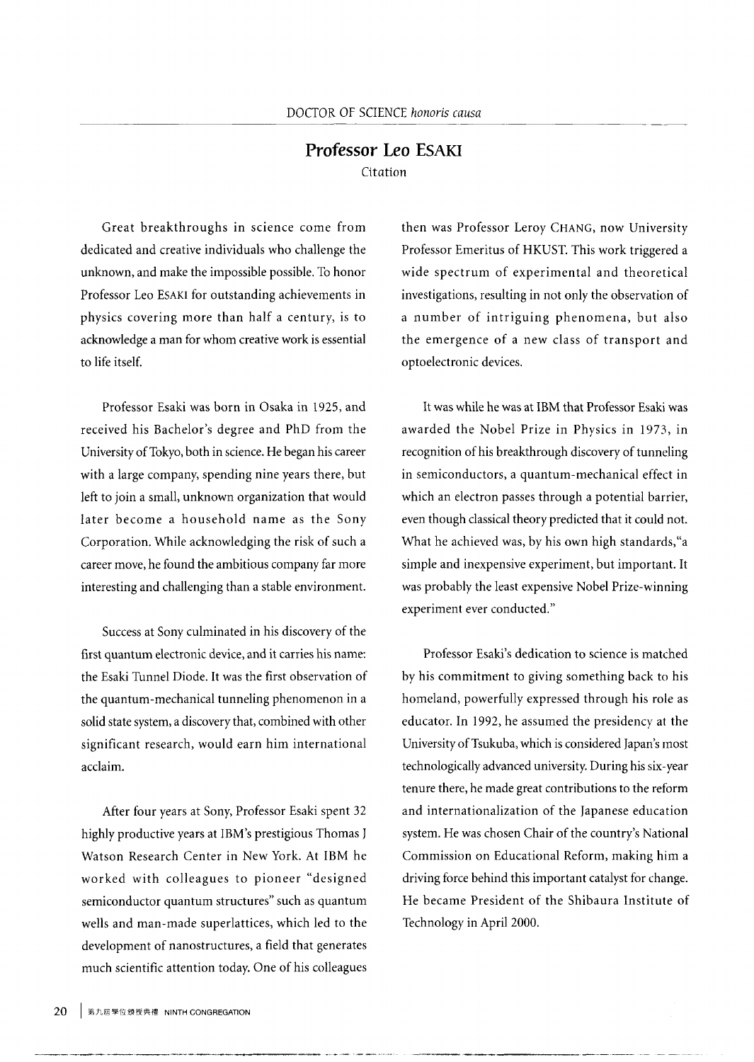DOCTOR OF SCIENCE *honoris causa*

## Professor Leo ESAKI

Citation

Great breakthroughs in science come from dedicated and creative individuals who challenge the unknown, and make the impossible possible. To honor Professor Leo ESAKI for outstanding achievements in physics covering more than half a century, is to acknowledge a man for whom creative work is essential to life itself.

Professor Esaki was born in Osaka in 1925, and received his Bachelor's degree and PhD from the University of Tokyo, both in science. He began his career with a large company, spending nine years there, but left to join a small, unknown organization that would later become a household name as the Sony Corporation. While acknowledging the risk of such a career move, he found the ambitious company far more interesting and challenging than a stable environment.

Success at Sony culminated in his discovery of the first quantum electronic device, and it carries his name: the Esaki Tunnel Diode. It was the first observation of the quantum-mechanical tunneling phenomenon in a solid state system, a discovery that, combined with other significant research, would earn him international acclaim.

After four years at Sony, Professor Esaki spent 32 highly productive years at IBM's prestigious Thomas J Watson Research Center in New York. At IBM he worked with colleagues to pioneer "designed semiconductor quantum structures" such as quantum wells and man-made superlattices, which led to the development of nanostructures, a field that generates much scientific attention today. One of his colleagues then was Professor Leroy CHANG, now University Professor Emeritus of HKUST. This work triggered a wide spectrum of experimental and theoretical investigations, resulting in not only the observation of a number of intriguing phenomena, but also the emergence of a new class of transport and optoelectronic devices.

It was while he was at IBM that Professor Esaki was awarded the Nobel Prize in Physics in 1973, in recognition of his breakthrough discovery of tunneling in semiconductors, a quantum-mechanical effect in which an electron passes through a potential barrier, even though classical theory predicted that it could not. What he achieved was, by his own high standards, "a simple and inexpensive experiment, but important. It was probably the least expensive Nobel Prize-winning experiment ever conducted."

Professor Esaki's dedication to science is matched by his commitment to giving something back to his homeland, powerfully expressed through his role as educator. In 1992, he assumed the presidency at the University of Tsukuba, which is considered Japan's most technologically advanced university. During his six-year tenure there, he made great contributions to the reform and internationalization of the Japanese education system. He was chosen Chair of the country's National Commission on Educational Reform, making him a driving force behind this important catalyst for change. He became President of the Shibaura Institute of Technology in April 2000.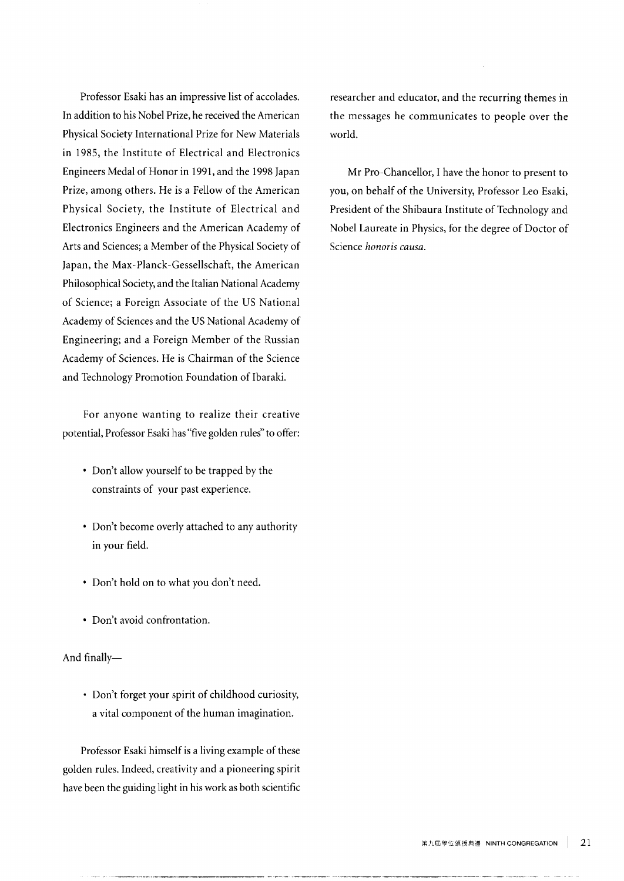Professor Esaki has an impressive list of accolades. In addition to his Nobel Prize, he received the American Physical Society International Prize for New Materials in 1985, the Institute of Electrical and Electronics Engineers Medal of Honor in 1991, and the 1998 Japan Prize, among others. He is a Fellow of the American Physical Society, the Institute of Electrical and Electronics Engineers and the American Academy of Arts and Sciences; a Member of the Physical Society of Japan, the Max-Planck-Gessellschaft, the American Philosophical Society, and the Italian National Academy of Science; a Foreign Associate of the US National Academy of Sciences and the US National Academy of Engineering; and a Foreign Member of the Russian Academy of Sciences. He is Chairman of the Science and Technology Promotion Foundation of Ibaraki.

For anyone wanting to realize their creative potential, Professor Esaki has "five golden rules" to offer:

- Don't allow yourself to be trapped by the constraints of your past experience.
- Don't become overly attached to any authority in your field.
- Don't hold on to what you don't need.
- Don't avoid confrontation.

And finally—

- Don't forget your spirit of childhood curiosity, a vital component of the human imagination.

Professor Esaki himself is a living example of these golden rules. Indeed, creativity and a pioneering spirit have been the guiding light in his work as both scientific researcher and educator, and the recurring themes in the messages he communicates to people over the world.

Mr Pro-Chancellor, I have the honor to present to you, on behalf of the University, Professor Leo Esaki, President of the Shibaura Institute of Technology and Nobel Laureate in Physics, for the degree of Doctor of Science *honoris causa*.